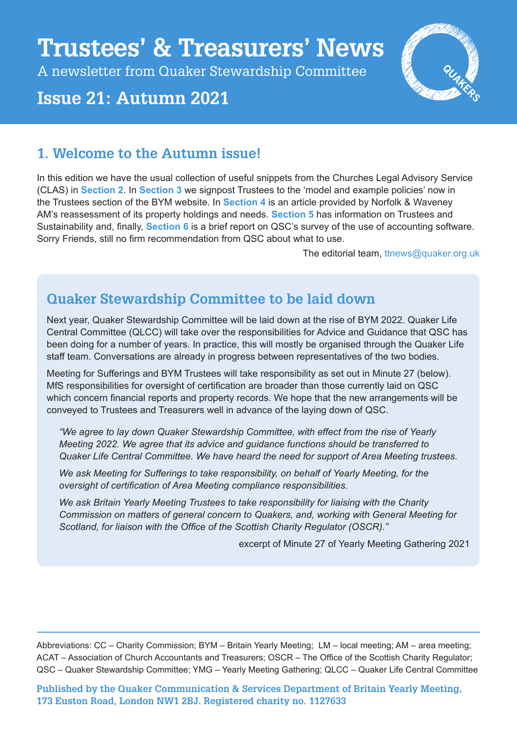# Trustees' & Treasurers' News

A newsletter from Quaker Stewardship Committee

## Issue 21: Autumn 2021

## 1. Welcome to the Autumn issue!

In this edition we have the usual collection of useful snippets from the Churches Legal Advisory Service (CLAS) in **Section 2**. In **Section 3** we signpost Trustees to the 'model and example policies' now in the Trustees section of the BYM website. In **Section 4** is an article provided by Norfolk & Waveney AM's reassessment of its property holdings and needs. **Section 5** has information on Trustees and Sustainability and, finally, **Section 6** is a brief report on QSC's survey of the use of accounting software. Sorry Friends, still no firm recommendation from QSC about what to use.

The editorial team, ttnews@quaker.org.uk

### Quaker Stewardship Committee to be laid down

Next year, Quaker Stewardship Committee will be laid down at the rise of BYM 2022. Quaker Life Central Committee (QLCC) will take over the responsibilities for Advice and Guidance that QSC has been doing for a number of years. In practice, this will mostly be organised through the Quaker Life staff team. Conversations are already in progress between representatives of the two bodies.

Meeting for Sufferings and BYM Trustees will take responsibility as set out in Minute 27 (below). MfS responsibilities for oversight of certification are broader than those currently laid on QSC which concern financial reports and property records. We hope that the new arrangements will be conveyed to Trustees and Treasurers well in advance of the laying down of QSC.

> *"We agree to lay down Quaker Stewardship Committee, with effect from the rise of Yearly Meeting 2022. We agree that its advice and guidance functions should be transferred to Quaker Life Central Committee. We have heard the need for support of Area Meeting trustees.*
>
> *We ask Meeting for Sufferings to take responsibility, on behalf of Yearly Meeting, for the oversight of certification of Area Meeting compliance responsibilities.*
>
> *We ask Britain Yearly Meeting Trustees to take responsibility for liaising with the Charity Commission on matters of general concern to Quakers, and, working with General Meeting for Scotland, for liaison with the Office of the Scottish Charity Regulator (OSCR)."*

excerpt of Minute 27 of Yearly Meeting Gathering 2021

---

Abbreviations: CC – Charity Commission; BYM – Britain Yearly Meeting; LM – local meeting; AM – area meeting; ACAT – Association of Church Accountants and Treasurers; OSCR – The Office of the Scottish Charity Regulator; QSC – Quaker Stewardship Committee; YMG – Yearly Meeting Gathering; QLCC – Quaker Life Central Committee

**Published by the Quaker Communication & Services Department of Britain Yearly Meeting, 173 Euston Road, London NW1 2BJ. Registered charity no. 1127633**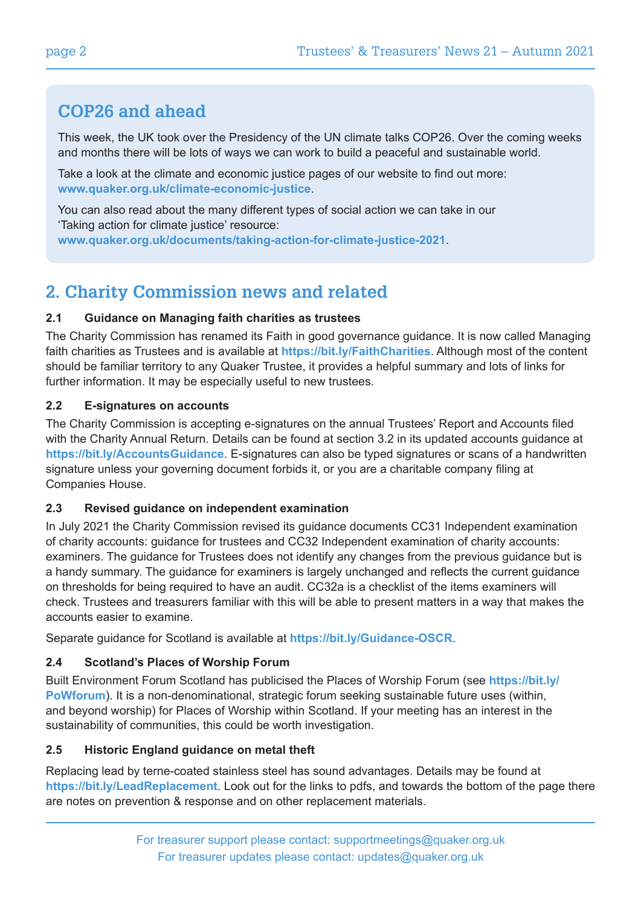## COP26 and ahead

This week, the UK took over the Presidency of the UN climate talks COP26. Over the coming weeks and months there will be lots of ways we can work to build a peaceful and sustainable world.

Take a look at the climate and economic justice pages of our website to find out more: **www.quaker.org.uk/climate-economic-justice**.

You can also read about the many different types of social action we can take in our 'Taking action for climate justice' resource: **www.quaker.org.uk/documents/taking-action-for-climate-justice-2021**.

## 2. Charity Commission news and related

### 2.1 Guidance on Managing faith charities as trustees

The Charity Commission has renamed its Faith in good governance guidance. It is now called Managing faith charities as Trustees and is available at **https://bit.ly/FaithCharities**. Although most of the content should be familiar territory to any Quaker Trustee, it provides a helpful summary and lots of links for further information. It may be especially useful to new trustees.

### 2.2 E-signatures on accounts

The Charity Commission is accepting e-signatures on the annual Trustees' Report and Accounts filed with the Charity Annual Return. Details can be found at section 3.2 in its updated accounts guidance at **https://bit.ly/AccountsGuidance**. E-signatures can also be typed signatures or scans of a handwritten signature unless your governing document forbids it, or you are a charitable company filing at Companies House.

### 2.3 Revised guidance on independent examination

In July 2021 the Charity Commission revised its guidance documents CC31 Independent examination of charity accounts: guidance for trustees and CC32 Independent examination of charity accounts: examiners. The guidance for Trustees does not identify any changes from the previous guidance but is a handy summary. The guidance for examiners is largely unchanged and reflects the current guidance on thresholds for being required to have an audit. CC32a is a checklist of the items examiners will check. Trustees and treasurers familiar with this will be able to present matters in a way that makes the accounts easier to examine.

Separate guidance for Scotland is available at **https://bit.ly/Guidance-OSCR**.

### 2.4 Scotland's Places of Worship Forum

Built Environment Forum Scotland has publicised the Places of Worship Forum (see **https://bit.ly/PoWforum**). It is a non-denominational, strategic forum seeking sustainable future uses (within, and beyond worship) for Places of Worship within Scotland. If your meeting has an interest in the sustainability of communities, this could be worth investigation.

### 2.5 Historic England guidance on metal theft

Replacing lead by terne-coated stainless steel has sound advantages. Details may be found at **https://bit.ly/LeadReplacement**. Look out for the links to pdfs, and towards the bottom of the page there are notes on prevention & response and on other replacement materials.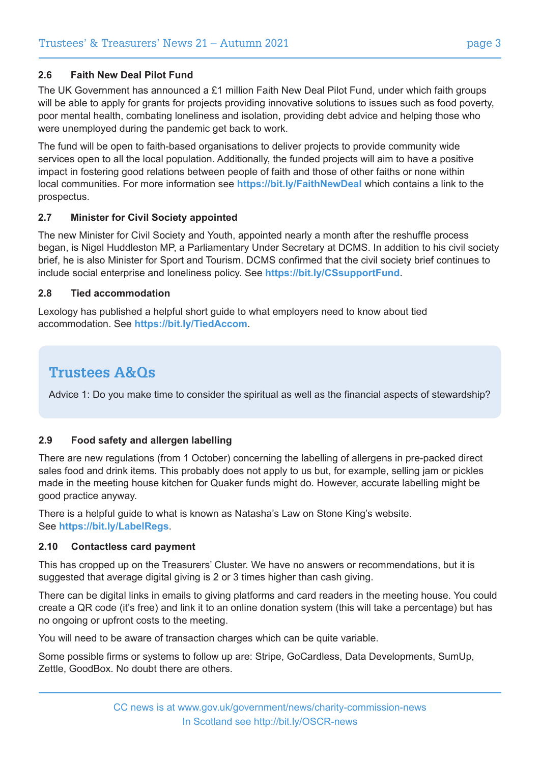### 2.6 Faith New Deal Pilot Fund

The UK Government has announced a £1 million Faith New Deal Pilot Fund, under which faith groups will be able to apply for grants for projects providing innovative solutions to issues such as food poverty, poor mental health, combating loneliness and isolation, providing debt advice and helping those who were unemployed during the pandemic get back to work.

The fund will be open to faith-based organisations to deliver projects to provide community wide services open to all the local population. Additionally, the funded projects will aim to have a positive impact in fostering good relations between people of faith and those of other faiths or none within local communities. For more information see **https://bit.ly/FaithNewDeal** which contains a link to the prospectus.

### 2.7 Minister for Civil Society appointed

The new Minister for Civil Society and Youth, appointed nearly a month after the reshuffle process began, is Nigel Huddleston MP, a Parliamentary Under Secretary at DCMS. In addition to his civil society brief, he is also Minister for Sport and Tourism. DCMS confirmed that the civil society brief continues to include social enterprise and loneliness policy. See **https://bit.ly/CSsupportFund**.

### 2.8 Tied accommodation

Lexology has published a helpful short guide to what employers need to know about tied accommodation. See **https://bit.ly/TiedAccom**.

## Trustees A&Qs

Advice 1: Do you make time to consider the spiritual as well as the financial aspects of stewardship?

### 2.9 Food safety and allergen labelling

There are new regulations (from 1 October) concerning the labelling of allergens in pre-packed direct sales food and drink items. This probably does not apply to us but, for example, selling jam or pickles made in the meeting house kitchen for Quaker funds might do. However, accurate labelling might be good practice anyway.

There is a helpful guide to what is known as Natasha's Law on Stone King's website. See **https://bit.ly/LabelRegs**.

### 2.10 Contactless card payment

This has cropped up on the Treasurers' Cluster. We have no answers or recommendations, but it is suggested that average digital giving is 2 or 3 times higher than cash giving.

There can be digital links in emails to giving platforms and card readers in the meeting house. You could create a QR code (it's free) and link it to an online donation system (this will take a percentage) but has no ongoing or upfront costs to the meeting.

You will need to be aware of transaction charges which can be quite variable.

Some possible firms or systems to follow up are: Stripe, GoCardless, Data Developments, SumUp, Zettle, GoodBox. No doubt there are others.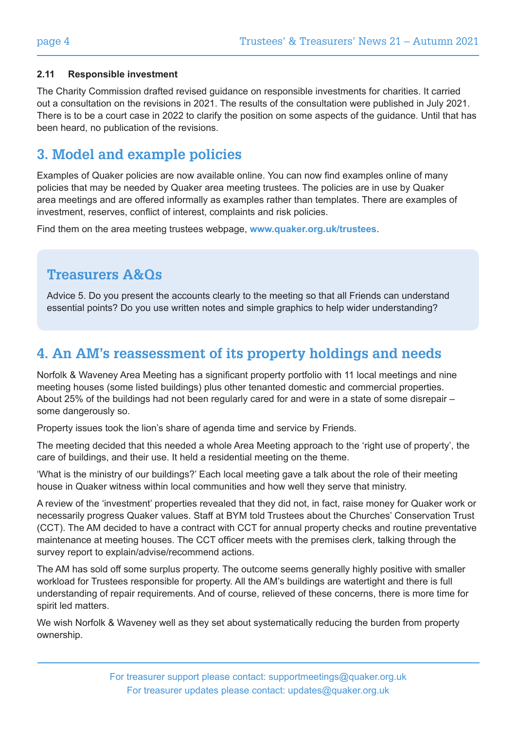### 2.11 Responsible investment

The Charity Commission drafted revised guidance on responsible investments for charities. It carried out a consultation on the revisions in 2021. The results of the consultation were published in July 2021. There is to be a court case in 2022 to clarify the position on some aspects of the guidance. Until that has been heard, no publication of the revisions.

## 3. Model and example policies

Examples of Quaker policies are now available online. You can now find examples online of many policies that may be needed by Quaker area meeting trustees. The policies are in use by Quaker area meetings and are offered informally as examples rather than templates. There are examples of investment, reserves, conflict of interest, complaints and risk policies.

Find them on the area meeting trustees webpage, **www.quaker.org.uk/trustees**.

## Treasurers A&Qs

Advice 5. Do you present the accounts clearly to the meeting so that all Friends can understand essential points? Do you use written notes and simple graphics to help wider understanding?

## 4. An AM's reassessment of its property holdings and needs

Norfolk & Waveney Area Meeting has a significant property portfolio with 11 local meetings and nine meeting houses (some listed buildings) plus other tenanted domestic and commercial properties. About 25% of the buildings had not been regularly cared for and were in a state of some disrepair – some dangerously so.

Property issues took the lion's share of agenda time and service by Friends.

The meeting decided that this needed a whole Area Meeting approach to the 'right use of property', the care of buildings, and their use. It held a residential meeting on the theme.

'What is the ministry of our buildings?' Each local meeting gave a talk about the role of their meeting house in Quaker witness within local communities and how well they serve that ministry.

A review of the 'investment' properties revealed that they did not, in fact, raise money for Quaker work or necessarily progress Quaker values. Staff at BYM told Trustees about the Churches' Conservation Trust (CCT). The AM decided to have a contract with CCT for annual property checks and routine preventative maintenance at meeting houses. The CCT officer meets with the premises clerk, talking through the survey report to explain/advise/recommend actions.

The AM has sold off some surplus property. The outcome seems generally highly positive with smaller workload for Trustees responsible for property. All the AM's buildings are watertight and there is full understanding of repair requirements. And of course, relieved of these concerns, there is more time for spirit led matters.

We wish Norfolk & Waveney well as they set about systematically reducing the burden from property ownership.

For treasurer support please contact: supportmeetings@quaker.org.uk
For treasurer updates please contact: updates@quaker.org.uk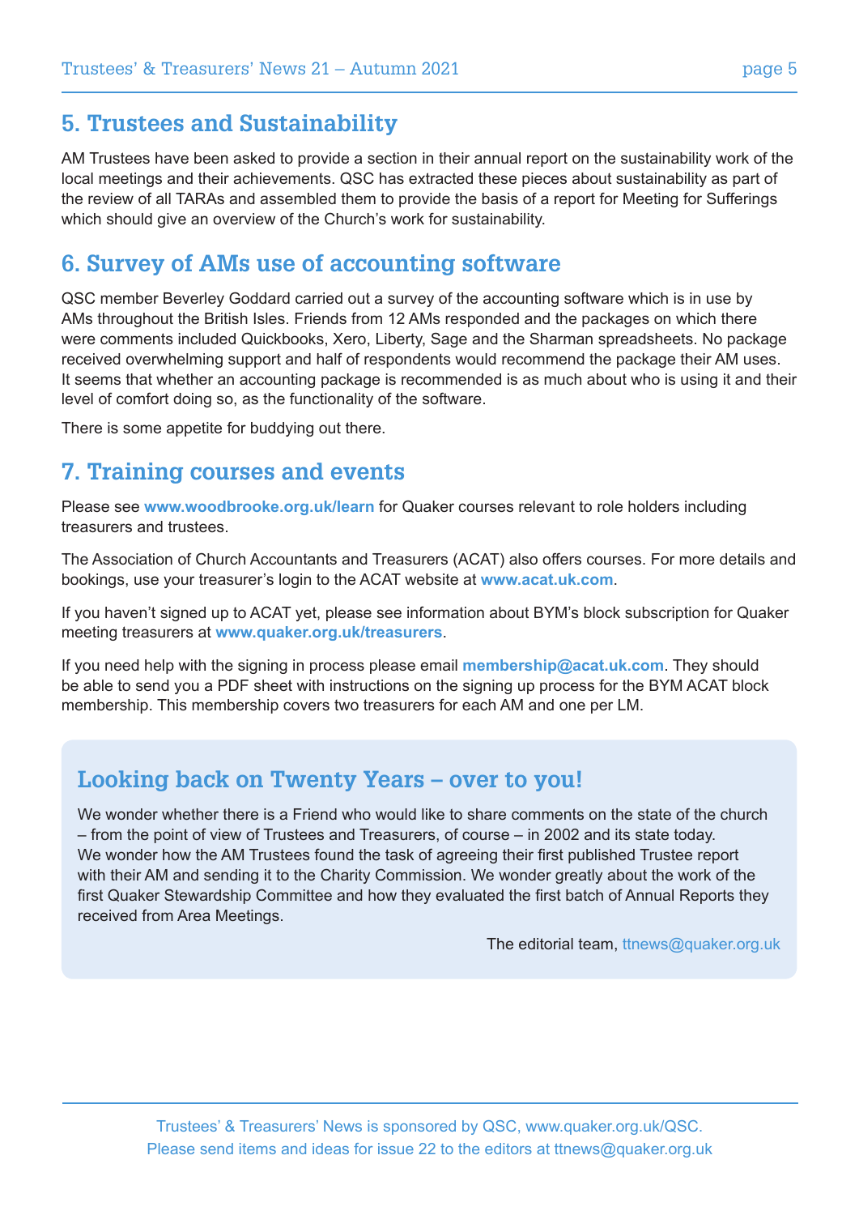## 5. Trustees and Sustainability

AM Trustees have been asked to provide a section in their annual report on the sustainability work of the local meetings and their achievements. QSC has extracted these pieces about sustainability as part of the review of all TARAs and assembled them to provide the basis of a report for Meeting for Sufferings which should give an overview of the Church's work for sustainability.

## 6. Survey of AMs use of accounting software

QSC member Beverley Goddard carried out a survey of the accounting software which is in use by AMs throughout the British Isles. Friends from 12 AMs responded and the packages on which there were comments included Quickbooks, Xero, Liberty, Sage and the Sharman spreadsheets. No package received overwhelming support and half of respondents would recommend the package their AM uses. It seems that whether an accounting package is recommended is as much about who is using it and their level of comfort doing so, as the functionality of the software.

There is some appetite for buddying out there.

## 7. Training courses and events

Please see **www.woodbrooke.org.uk/learn** for Quaker courses relevant to role holders including treasurers and trustees.

The Association of Church Accountants and Treasurers (ACAT) also offers courses. For more details and bookings, use your treasurer's login to the ACAT website at **www.acat.uk.com**.

If you haven't signed up to ACAT yet, please see information about BYM's block subscription for Quaker meeting treasurers at **www.quaker.org.uk/treasurers**.

If you need help with the signing in process please email **membership@acat.uk.com**. They should be able to send you a PDF sheet with instructions on the signing up process for the BYM ACAT block membership. This membership covers two treasurers for each AM and one per LM.

## Looking back on Twenty Years – over to you!

We wonder whether there is a Friend who would like to share comments on the state of the church – from the point of view of Trustees and Treasurers, of course – in 2002 and its state today. We wonder how the AM Trustees found the task of agreeing their first published Trustee report with their AM and sending it to the Charity Commission. We wonder greatly about the work of the first Quaker Stewardship Committee and how they evaluated the first batch of Annual Reports they received from Area Meetings.

The editorial team, ttnews@quaker.org.uk

Trustees' & Treasurers' News is sponsored by QSC, www.quaker.org.uk/QSC.
Please send items and ideas for issue 22 to the editors at ttnews@quaker.org.uk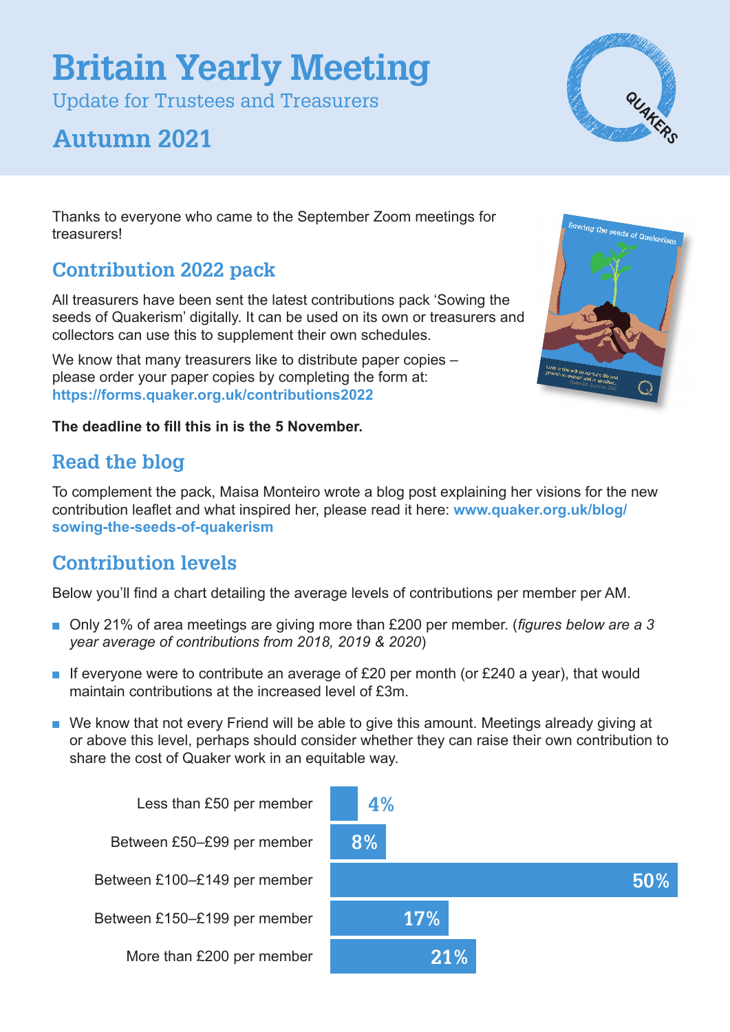# Britain Yearly Meeting

Update for Trustees and Treasurers

## Autumn 2021

Thanks to everyone who came to the September Zoom meetings for treasurers!

## Contribution 2022 pack

All treasurers have been sent the latest contributions pack 'Sowing the seeds of Quakerism' digitally. It can be used on its own or treasurers and collectors can use this to supplement their own schedules.

We know that many treasurers like to distribute paper copies – please order your paper copies by completing the form at: **https://forms.quaker.org.uk/contributions2022**

**The deadline to fill this in is the 5 November.**

## Read the blog

To complement the pack, Maisa Monteiro wrote a blog post explaining her visions for the new contribution leaflet and what inspired her, please read it here: **www.quaker.org.uk/blog/sowing-the-seeds-of-quakerism**

## Contribution levels

Below you'll find a chart detailing the average levels of contributions per member per AM.

- Only 21% of area meetings are giving more than £200 per member. (*figures below are a 3 year average of contributions from 2018, 2019 & 2020*)
- If everyone were to contribute an average of £20 per month (or £240 a year), that would maintain contributions at the increased level of £3m.
- We know that not every Friend will be able to give this amount. Meetings already giving at or above this level, perhaps should consider whether they can raise their own contribution to share the cost of Quaker work in an equitable way.

Less than £50 per member 4%
Between £50–£99 per member 8%
Between £100–£149 per member 50%
Between £150–£199 per member 17%
More than £200 per member 21%